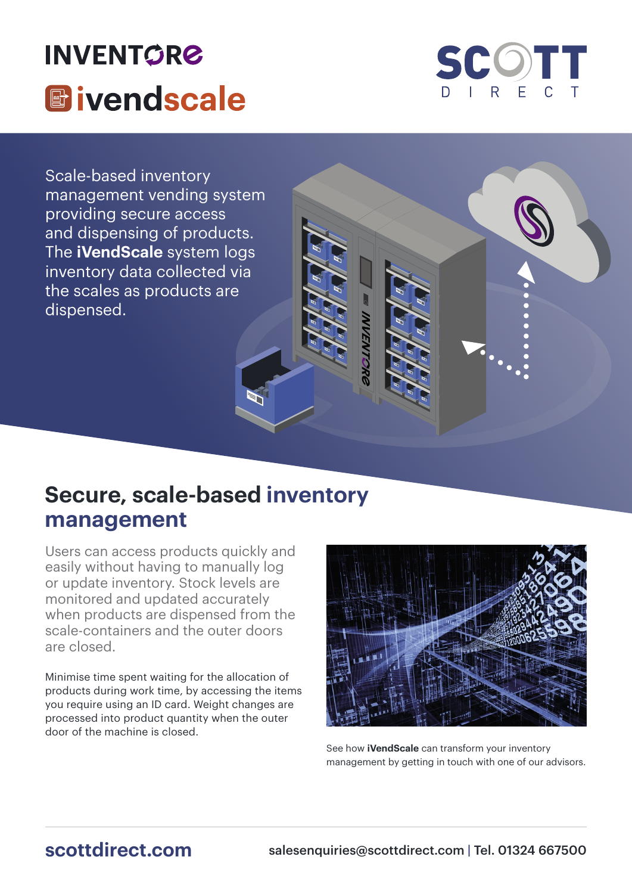INVENTORE

ivendscale

SCOTT DIRECT

Scale-based inventory management vending system providing secure access and dispensing of products. The **iVendScale** system logs inventory data collected via the scales as products are dispensed.

## Secure, scale-based inventory management

Users can access products quickly and easily without having to manually log or update inventory. Stock levels are monitored and updated accurately when products are dispensed from the scale-containers and the outer doors are closed.

Minimise time spent waiting for the allocation of products during work time, by accessing the items you require using an ID card. Weight changes are processed into product quantity when the outer door of the machine is closed.

See how **iVendScale** can transform your inventory management by getting in touch with one of our advisors.

**scottdirect.com** salesenquiries@scottdirect.com | Tel. 01324 667500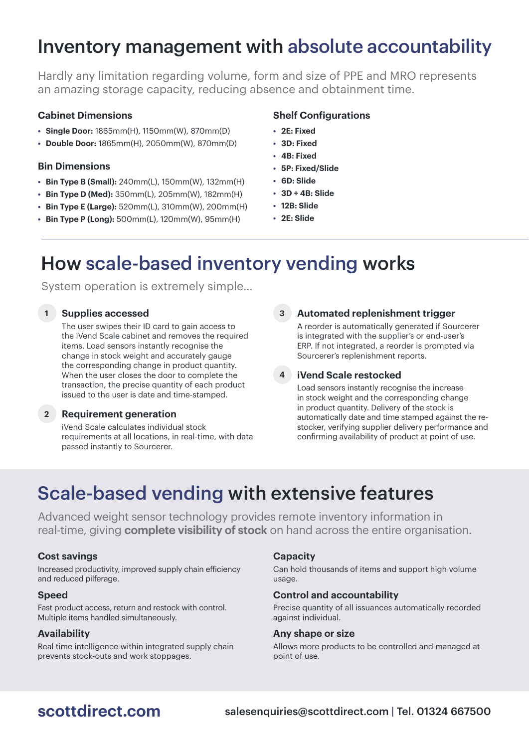# Inventory management with absolute accountability

Hardly any limitation regarding volume, form and size of PPE and MRO represents an amazing storage capacity, reducing absence and obtainment time.

### Cabinet Dimensions

- **Single Door:** 1865mm(H), 1150mm(W), 870mm(D)
- **Double Door:** 1865mm(H), 2050mm(W), 870mm(D)

### Bin Dimensions

- **Bin Type B (Small):** 240mm(L), 150mm(W), 132mm(H)
- **Bin Type D (Med):** 350mm(L), 205mm(W), 182mm(H)
- **Bin Type E (Large):** 520mm(L), 310mm(W), 200mm(H)
- **Bin Type P (Long):** 500mm(L), 120mm(W), 95mm(H)

### Shelf Configurations

- **2E: Fixed**
- **3D: Fixed**
- **4B: Fixed**
- **5P: Fixed/Slide**
- **6D: Slide**
- **3D + 4B: Slide**
- **12B: Slide**
- **2E: Slide**

# How scale-based inventory vending works

System operation is extremely simple...

### 1 Supplies accessed

The user swipes their ID card to gain access to the iVend Scale cabinet and removes the required items. Load sensors instantly recognise the change in stock weight and accurately gauge the corresponding change in product quantity. When the user closes the door to complete the transaction, the precise quantity of each product issued to the user is date and time-stamped.

### 2 Requirement generation

iVend Scale calculates individual stock requirements at all locations, in real-time, with data passed instantly to Sourcerer.

### 3 Automated replenishment trigger

A reorder is automatically generated if Sourcerer is integrated with the supplier's or end-user's ERP. If not integrated, a reorder is prompted via Sourcerer's replenishment reports.

### 4 iVend Scale restocked

Load sensors instantly recognise the increase in stock weight and the corresponding change in product quantity. Delivery of the stock is automatically date and time stamped against the re-stocker, verifying supplier delivery performance and confirming availability of product at point of use.

# Scale-based vending with extensive features

Advanced weight sensor technology provides remote inventory information in real-time, giving **complete visibility of stock** on hand across the entire organisation.

### Cost savings

Increased productivity, improved supply chain efficiency and reduced pilferage.

### Speed

Fast product access, return and restock with control. Multiple items handled simultaneously.

### Availability

Real time intelligence within integrated supply chain prevents stock-outs and work stoppages.

### Capacity

Can hold thousands of items and support high volume usage.

### Control and accountability

Precise quantity of all issuances automatically recorded against individual.

### Any shape or size

Allows more products to be controlled and managed at point of use.

**scottdirect.com** salesenquiries@scottdirect.com | Tel. 01324 667500